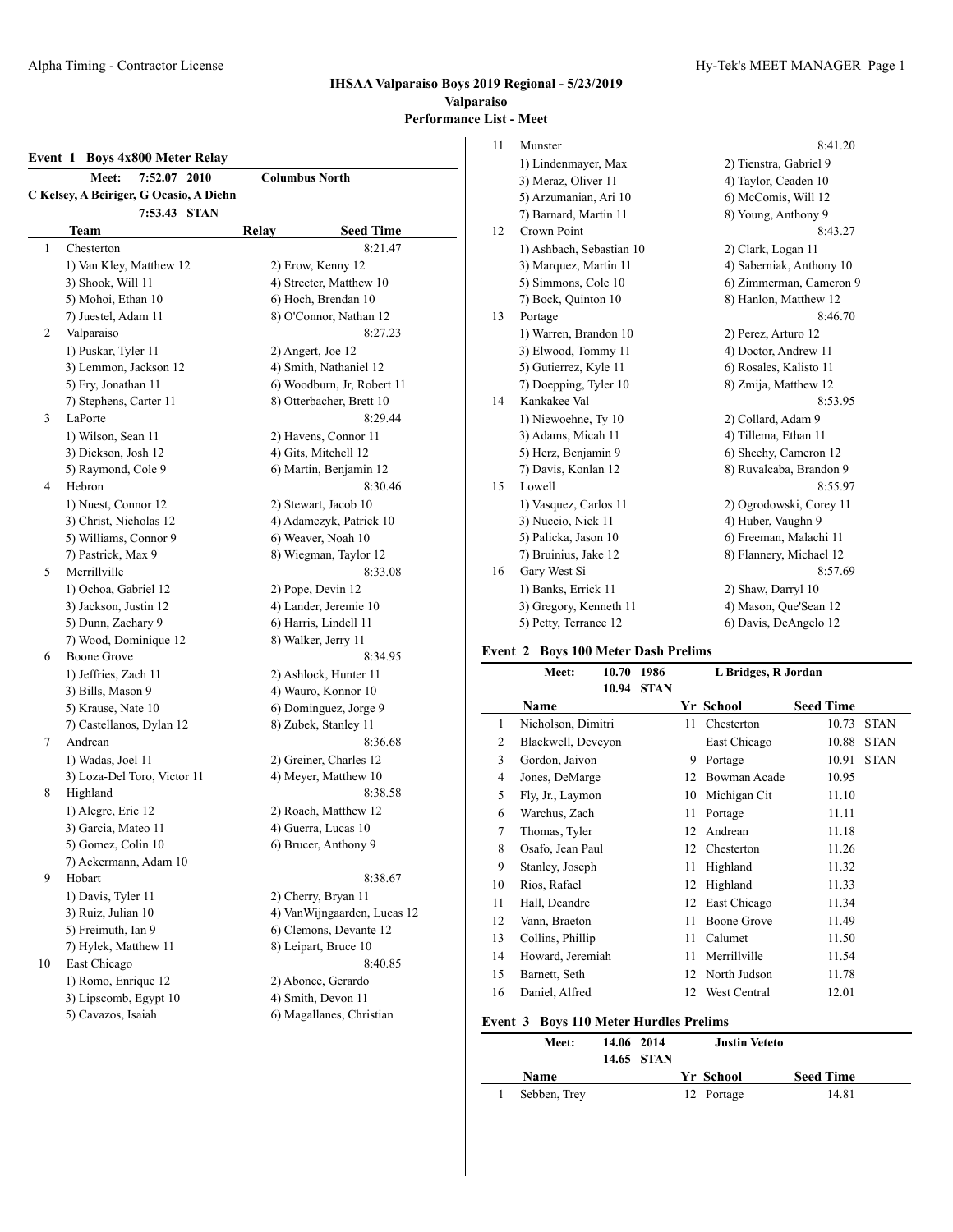# IHSAA Valparaiso Boys 2019 Regional - 5/23/2019

## Valparaiso

### Performance List - Meet

## Event 1 Boys 4x800 Meter Relay

**Meet: 7:52.07 2010 Columbus North**
**C Kelsey, A Beiriger, G Ocasio, A Diehn**
**7:53.43 STAN**

| | Team | Relay | Seed Time |
|---|---|---|---|
| 1 | Chesterton | | 8:21.47 |
| | 1) Van Kley, Matthew 12 | 2) Erow, Kenny 12 | |
| | 3) Shook, Will 11 | 4) Streeter, Matthew 10 | |
| | 5) Mohoi, Ethan 10 | 6) Hoch, Brendan 10 | |
| | 7) Juestel, Adam 11 | 8) O'Connor, Nathan 12 | |
| 2 | Valparaiso | | 8:27.23 |
| | 1) Puskar, Tyler 11 | 2) Angert, Joe 12 | |
| | 3) Lemmon, Jackson 12 | 4) Smith, Nathaniel 12 | |
| | 5) Fry, Jonathan 11 | 6) Woodburn, Jr, Robert 11 | |
| | 7) Stephens, Carter 11 | 8) Otterbacher, Brett 10 | |
| 3 | LaPorte | | 8:29.44 |
| | 1) Wilson, Sean 11 | 2) Havens, Connor 11 | |
| | 3) Dickson, Josh 12 | 4) Gits, Mitchell 12 | |
| | 5) Raymond, Cole 9 | 6) Martin, Benjamin 12 | |
| 4 | Hebron | | 8:30.46 |
| | 1) Nuest, Connor 12 | 2) Stewart, Jacob 10 | |
| | 3) Christ, Nicholas 12 | 4) Adamczyk, Patrick 10 | |
| | 5) Williams, Connor 9 | 6) Weaver, Noah 10 | |
| | 7) Pastrick, Max 9 | 8) Wiegman, Taylor 12 | |
| 5 | Merrillville | | 8:33.08 |
| | 1) Ochoa, Gabriel 12 | 2) Pope, Devin 12 | |
| | 3) Jackson, Justin 12 | 4) Lander, Jeremie 10 | |
| | 5) Dunn, Zachary 9 | 6) Harris, Lindell 11 | |
| | 7) Wood, Dominique 12 | 8) Walker, Jerry 11 | |
| 6 | Boone Grove | | 8:34.95 |
| | 1) Jeffries, Zach 11 | 2) Ashlock, Hunter 11 | |
| | 3) Bills, Mason 9 | 4) Wauro, Konnor 10 | |
| | 5) Krause, Nate 10 | 6) Dominguez, Jorge 9 | |
| | 7) Castellanos, Dylan 12 | 8) Zubek, Stanley 11 | |
| 7 | Andrean | | 8:36.68 |
| | 1) Wadas, Joel 11 | 2) Greiner, Charles 12 | |
| | 3) Loza-Del Toro, Victor 11 | 4) Meyer, Matthew 10 | |
| 8 | Highland | | 8:38.58 |
| | 1) Alegre, Eric 12 | 2) Roach, Matthew 12 | |
| | 3) Garcia, Mateo 11 | 4) Guerra, Lucas 10 | |
| | 5) Gomez, Colin 10 | 6) Brucer, Anthony 9 | |
| | 7) Ackermann, Adam 10 | | |
| 9 | Hobart | | 8:38.67 |
| | 1) Davis, Tyler 11 | 2) Cherry, Bryan 11 | |
| | 3) Ruiz, Julian 10 | 4) VanWijngaarden, Lucas 12 | |
| | 5) Freimuth, Ian 9 | 6) Clemons, Devante 12 | |
| | 7) Hylek, Matthew 11 | 8) Leipart, Bruce 10 | |
| 10 | East Chicago | | 8:40.85 |
| | 1) Romo, Enrique 12 | 2) Abonce, Gerardo | |
| | 3) Lipscomb, Egypt 10 | 4) Smith, Devon 11 | |
| | 5) Cavazos, Isaiah | 6) Magallanes, Christian | |
| 11 | Munster | | 8:41.20 |
| | 1) Lindenmayer, Max | 2) Tienstra, Gabriel 9 | |
| | 3) Meraz, Oliver 11 | 4) Taylor, Ceaden 10 | |
| | 5) Arzumanian, Ari 10 | 6) McComis, Will 12 | |
| | 7) Barnard, Martin 11 | 8) Young, Anthony 9 | |
| 12 | Crown Point | | 8:43.27 |
| | 1) Ashbach, Sebastian 10 | 2) Clark, Logan 11 | |
| | 3) Marquez, Martin 11 | 4) Saberniak, Anthony 10 | |
| | 5) Simmons, Cole 10 | 6) Zimmerman, Cameron 9 | |
| | 7) Bock, Quinton 10 | 8) Hanlon, Matthew 12 | |
| 13 | Portage | | 8:46.70 |
| | 1) Warren, Brandon 10 | 2) Perez, Arturo 12 | |
| | 3) Elwood, Tommy 11 | 4) Doctor, Andrew 11 | |
| | 5) Gutierrez, Kyle 11 | 6) Rosales, Kalisto 11 | |
| | 7) Doepping, Tyler 10 | 8) Zmija, Matthew 12 | |
| 14 | Kankakee Val | | 8:53.95 |
| | 1) Niewoehne, Ty 10 | 2) Collard, Adam 9 | |
| | 3) Adams, Micah 11 | 4) Tillema, Ethan 11 | |
| | 5) Herz, Benjamin 9 | 6) Sheehy, Cameron 12 | |
| | 7) Davis, Konlan 12 | 8) Ruvalcaba, Brandon 9 | |
| 15 | Lowell | | 8:55.97 |
| | 1) Vasquez, Carlos 11 | 2) Ogrodowski, Corey 11 | |
| | 3) Nuccio, Nick 11 | 4) Huber, Vaughn 9 | |
| | 5) Palicka, Jason 10 | 6) Freeman, Malachi 11 | |
| | 7) Bruinius, Jake 12 | 8) Flannery, Michael 12 | |
| 16 | Gary West Si | | 8:57.69 |
| | 1) Banks, Errick 11 | 2) Shaw, Darryl 10 | |
| | 3) Gregory, Kenneth 11 | 4) Mason, Que'Sean 12 | |
| | 5) Petty, Terrance 12 | 6) Davis, DeAngelo 12 | |

## Event 2 Boys 100 Meter Dash Prelims

**Meet: 10.70 1986 L Bridges, R Jordan**
**10.94 STAN**

| | Name | Yr | School | Seed Time | |
|---|---|---|---|---|---|
| 1 | Nicholson, Dimitri | 11 | Chesterton | 10.73 | STAN |
| 2 | Blackwell, Deveyon | | East Chicago | 10.88 | STAN |
| 3 | Gordon, Jaivon | 9 | Portage | 10.91 | STAN |
| 4 | Jones, DeMarge | 12 | Bowman Acade | 10.95 | |
| 5 | Fly, Jr., Laymon | 10 | Michigan Cit | 11.10 | |
| 6 | Warchus, Zach | 11 | Portage | 11.11 | |
| 7 | Thomas, Tyler | 12 | Andrean | 11.18 | |
| 8 | Osafo, Jean Paul | 12 | Chesterton | 11.26 | |
| 9 | Stanley, Joseph | 11 | Highland | 11.32 | |
| 10 | Rios, Rafael | 12 | Highland | 11.33 | |
| 11 | Hall, Deandre | 12 | East Chicago | 11.34 | |
| 12 | Vann, Braeton | 11 | Boone Grove | 11.49 | |
| 13 | Collins, Phillip | 11 | Calumet | 11.50 | |
| 14 | Howard, Jeremiah | 11 | Merrillville | 11.54 | |
| 15 | Barnett, Seth | 12 | North Judson | 11.78 | |
| 16 | Daniel, Alfred | 12 | West Central | 12.01 | |

## Event 3 Boys 110 Meter Hurdles Prelims

**Meet: 14.06 2014 Justin Veteto**
**14.65 STAN**

| | Name | Yr | School | Seed Time |
|---|---|---|---|---|
| 1 | Sebben, Trey | 12 | Portage | 14.81 |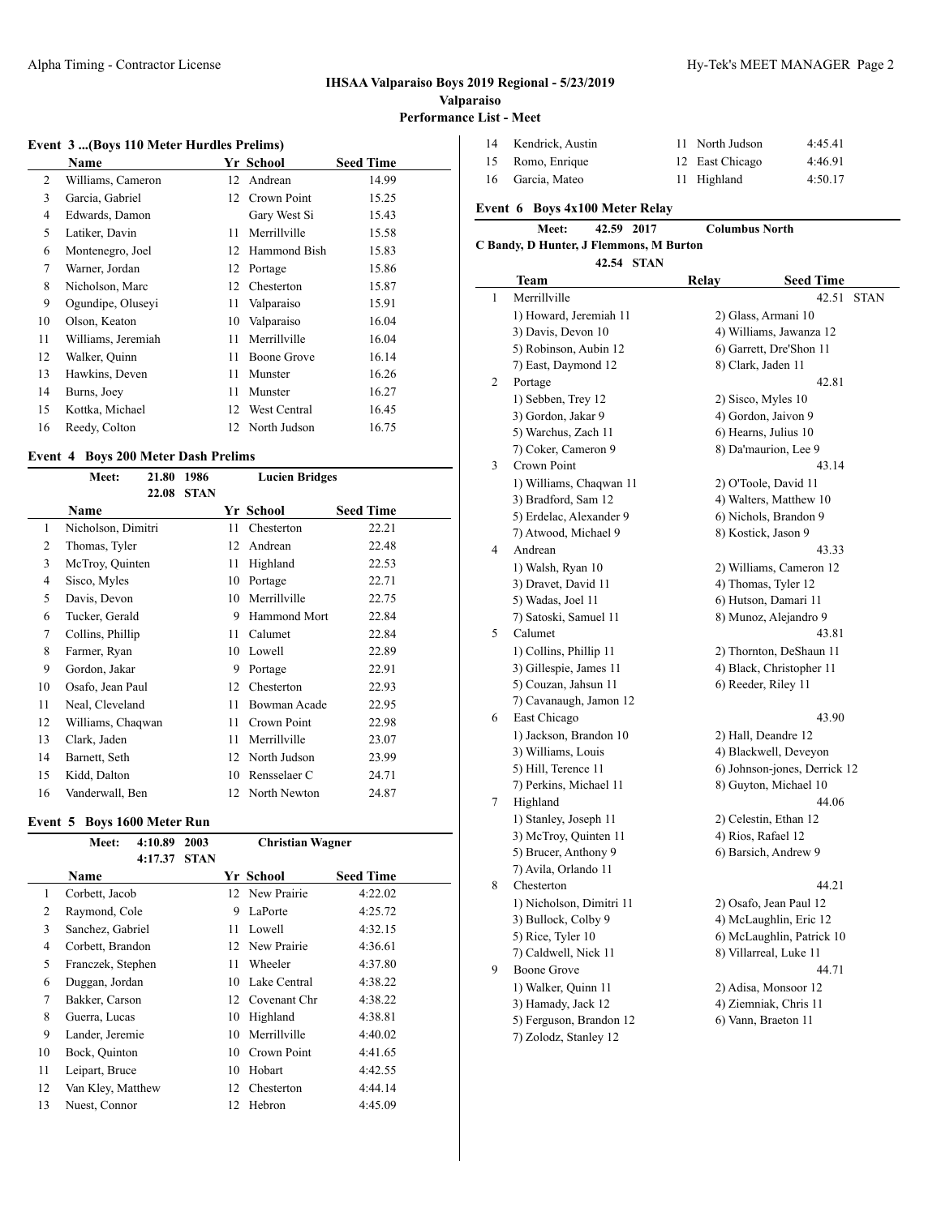# IHSAA Valparaiso Boys 2019 Regional - 5/23/2019

**Valparaiso**

**Performance List - Meet**

### Event 3 ...(Boys 110 Meter Hurdles Prelims)

| | Name | Yr | School | Seed Time |
|---|---|---|---|---|
| 2 | Williams, Cameron | 12 | Andrean | 14.99 |
| 3 | Garcia, Gabriel | 12 | Crown Point | 15.25 |
| 4 | Edwards, Damon | | Gary West Si | 15.43 |
| 5 | Latiker, Davin | 11 | Merrillville | 15.58 |
| 6 | Montenegro, Joel | 12 | Hammond Bish | 15.83 |
| 7 | Warner, Jordan | 12 | Portage | 15.86 |
| 8 | Nicholson, Marc | 12 | Chesterton | 15.87 |
| 9 | Ogundipe, Oluseyi | 11 | Valparaiso | 15.91 |
| 10 | Olson, Keaton | 10 | Valparaiso | 16.04 |
| 11 | Williams, Jeremiah | 11 | Merrillville | 16.04 |
| 12 | Walker, Quinn | 11 | Boone Grove | 16.14 |
| 13 | Hawkins, Deven | 11 | Munster | 16.26 |
| 14 | Burns, Joey | 11 | Munster | 16.27 |
| 15 | Kottka, Michael | 12 | West Central | 16.45 |
| 16 | Reedy, Colton | 12 | North Judson | 16.75 |

### Event 4 Boys 200 Meter Dash Prelims

**Meet:** 21.80 1986 **Lucien Bridges**
22.08 **STAN**

| | Name | Yr | School | Seed Time |
|---|---|---|---|---|
| 1 | Nicholson, Dimitri | 11 | Chesterton | 22.21 |
| 2 | Thomas, Tyler | 12 | Andrean | 22.48 |
| 3 | McTroy, Quinten | 11 | Highland | 22.53 |
| 4 | Sisco, Myles | 10 | Portage | 22.71 |
| 5 | Davis, Devon | 10 | Merrillville | 22.75 |
| 6 | Tucker, Gerald | 9 | Hammond Mort | 22.84 |
| 7 | Collins, Phillip | 11 | Calumet | 22.84 |
| 8 | Farmer, Ryan | 10 | Lowell | 22.89 |
| 9 | Gordon, Jakar | 9 | Portage | 22.91 |
| 10 | Osafo, Jean Paul | 12 | Chesterton | 22.93 |
| 11 | Neal, Cleveland | 11 | Bowman Acade | 22.95 |
| 12 | Williams, Chaqwan | 11 | Crown Point | 22.98 |
| 13 | Clark, Jaden | 11 | Merrillville | 23.07 |
| 14 | Barnett, Seth | 12 | North Judson | 23.99 |
| 15 | Kidd, Dalton | 10 | Rensselaer C | 24.71 |
| 16 | Vanderwall, Ben | 12 | North Newton | 24.87 |

### Event 5 Boys 1600 Meter Run

**Meet:** 4:10.89 2003 **Christian Wagner**
4:17.37 **STAN**

| | Name | Yr | School | Seed Time |
|---|---|---|---|---|
| 1 | Corbett, Jacob | 12 | New Prairie | 4:22.02 |
| 2 | Raymond, Cole | 9 | LaPorte | 4:25.72 |
| 3 | Sanchez, Gabriel | 11 | Lowell | 4:32.15 |
| 4 | Corbett, Brandon | 12 | New Prairie | 4:36.61 |
| 5 | Franczek, Stephen | 11 | Wheeler | 4:37.80 |
| 6 | Duggan, Jordan | 10 | Lake Central | 4:38.22 |
| 7 | Bakker, Carson | 12 | Covenant Chr | 4:38.22 |
| 8 | Guerra, Lucas | 10 | Highland | 4:38.81 |
| 9 | Lander, Jeremie | 10 | Merrillville | 4:40.02 |
| 10 | Bock, Quinton | 10 | Crown Point | 4:41.65 |
| 11 | Leipart, Bruce | 10 | Hobart | 4:42.55 |
| 12 | Van Kley, Matthew | 12 | Chesterton | 4:44.14 |
| 13 | Nuest, Connor | 12 | Hebron | 4:45.09 |
| 14 | Kendrick, Austin | 11 | North Judson | 4:45.41 |
| 15 | Romo, Enrique | 12 | East Chicago | 4:46.91 |
| 16 | Garcia, Mateo | 11 | Highland | 4:50.17 |

### Event 6 Boys 4x100 Meter Relay

**Meet:** 42.59 2017 **Columbus North**
**C Bandy, D Hunter, J Flemmons, M Burton**
42.54 **STAN**

| | Team | Relay | Seed Time |
|---|---|---|---|
| 1 | Merrillville | | 42.51 STAN |
| | 1) Howard, Jeremiah 11 | 2) Glass, Armani 10 | |
| | 3) Davis, Devon 10 | 4) Williams, Jawanza 12 | |
| | 5) Robinson, Aubin 12 | 6) Garrett, Dre'Shon 11 | |
| | 7) East, Daymond 12 | 8) Clark, Jaden 11 | |
| 2 | Portage | | 42.81 |
| | 1) Sebben, Trey 12 | 2) Sisco, Myles 10 | |
| | 3) Gordon, Jakar 9 | 4) Gordon, Jaivon 9 | |
| | 5) Warchus, Zach 11 | 6) Hearns, Julius 10 | |
| | 7) Coker, Cameron 9 | 8) Da'maurion, Lee 9 | |
| 3 | Crown Point | | 43.14 |
| | 1) Williams, Chaqwan 11 | 2) O'Toole, David 11 | |
| | 3) Bradford, Sam 12 | 4) Walters, Matthew 10 | |
| | 5) Erdelac, Alexander 9 | 6) Nichols, Brandon 9 | |
| | 7) Atwood, Michael 9 | 8) Kostick, Jason 9 | |
| 4 | Andrean | | 43.33 |
| | 1) Walsh, Ryan 10 | 2) Williams, Cameron 12 | |
| | 3) Dravet, David 11 | 4) Thomas, Tyler 12 | |
| | 5) Wadas, Joel 11 | 6) Hutson, Damari 11 | |
| | 7) Satoski, Samuel 11 | 8) Munoz, Alejandro 9 | |
| 5 | Calumet | | 43.81 |
| | 1) Collins, Phillip 11 | 2) Thornton, DeShaun 11 | |
| | 3) Gillespie, James 11 | 4) Black, Christopher 11 | |
| | 5) Couzan, Jahsun 11 | 6) Reeder, Riley 11 | |
| | 7) Cavanaugh, Jamon 12 | | |
| 6 | East Chicago | | 43.90 |
| | 1) Jackson, Brandon 10 | 2) Hall, Deandre 12 | |
| | 3) Williams, Louis | 4) Blackwell, Deveyon | |
| | 5) Hill, Terence 11 | 6) Johnson-jones, Derrick 12 | |
| | 7) Perkins, Michael 11 | 8) Guyton, Michael 10 | |
| 7 | Highland | | 44.06 |
| | 1) Stanley, Joseph 11 | 2) Celestin, Ethan 12 | |
| | 3) McTroy, Quinten 11 | 4) Rios, Rafael 12 | |
| | 5) Brucer, Anthony 9 | 6) Barsich, Andrew 9 | |
| | 7) Avila, Orlando 11 | | |
| 8 | Chesterton | | 44.21 |
| | 1) Nicholson, Dimitri 11 | 2) Osafo, Jean Paul 12 | |
| | 3) Bullock, Colby 9 | 4) McLaughlin, Eric 12 | |
| | 5) Rice, Tyler 10 | 6) McLaughlin, Patrick 10 | |
| | 7) Caldwell, Nick 11 | 8) Villarreal, Luke 11 | |
| 9 | Boone Grove | | 44.71 |
| | 1) Walker, Quinn 11 | 2) Adisa, Monsoor 12 | |
| | 3) Hamady, Jack 12 | 4) Ziemniak, Chris 11 | |
| | 5) Ferguson, Brandon 12 | 6) Vann, Braeton 11 | |
| | 7) Zolodz, Stanley 12 | | |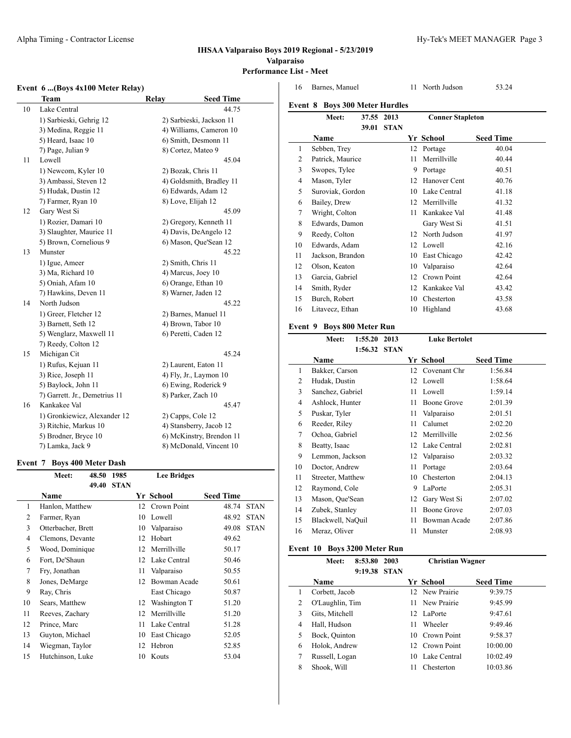## IHSAA Valparaiso Boys 2019 Regional - 5/23/2019

**Valparaiso**

**Performance List - Meet**

### Event 6 ...(Boys 4x100 Meter Relay)

| | Team | Relay | Seed Time |
|---|---|---|---|
| 10 | Lake Central | | 44.75 |
| | 1) Sarbieski, Gehrig 12 | 2) Sarbieski, Jackson 11 | |
| | 3) Medina, Reggie 11 | 4) Williams, Cameron 10 | |
| | 5) Heard, Isaac 10 | 6) Smith, Desmonn 11 | |
| | 7) Page, Julian 9 | 8) Cortez, Mateo 9 | |
| 11 | Lowell | | 45.04 |
| | 1) Newcom, Kyler 10 | 2) Bozak, Chris 11 | |
| | 3) Ambassi, Steven 12 | 4) Goldsmith, Bradley 11 | |
| | 5) Hudak, Dustin 12 | 6) Edwards, Adam 12 | |
| | 7) Farmer, Ryan 10 | 8) Love, Elijah 12 | |
| 12 | Gary West Si | | 45.09 |
| | 1) Rozier, Damari 10 | 2) Gregory, Kenneth 11 | |
| | 3) Slaughter, Maurice 11 | 4) Davis, DeAngelo 12 | |
| | 5) Brown, Cornelious 9 | 6) Mason, Que'Sean 12 | |
| 13 | Munster | | 45.22 |
| | 1) Igue, Ameer | 2) Smith, Chris 11 | |
| | 3) Ma, Richard 10 | 4) Marcus, Joey 10 | |
| | 5) Oniah, Afam 10 | 6) Orange, Ethan 10 | |
| | 7) Hawkins, Deven 11 | 8) Warner, Jaden 12 | |
| 14 | North Judson | | 45.22 |
| | 1) Greer, Fletcher 12 | 2) Barnes, Manuel 11 | |
| | 3) Barnett, Seth 12 | 4) Brown, Tabor 10 | |
| | 5) Wenglarz, Maxwell 11 | 6) Peretti, Caden 12 | |
| | 7) Reedy, Colton 12 | | |
| 15 | Michigan Cit | | 45.24 |
| | 1) Rufus, Kejuan 11 | 2) Laurent, Eaton 11 | |
| | 3) Rice, Joseph 11 | 4) Fly, Jr., Laymon 10 | |
| | 5) Baylock, John 11 | 6) Ewing, Roderick 9 | |
| | 7) Garrett. Jr., Demetrius 11 | 8) Parker, Zach 10 | |
| 16 | Kankakee Val | | 45.47 |
| | 1) Gronkiewicz, Alexander 12 | 2) Capps, Cole 12 | |
| | 3) Ritchie, Markus 10 | 4) Stansberry, Jacob 12 | |
| | 5) Brodner, Bryce 10 | 6) McKinstry, Brendon 11 | |
| | 7) Lamka, Jack 9 | 8) McDonald, Vincent 10 | |

### Event 7 Boys 400 Meter Dash

Meet: 48.50 1985 Lee Bridges
49.40 STAN

| | Name | Yr | School | Seed Time | |
|---|---|---|---|---|---|
| 1 | Hanlon, Matthew | 12 | Crown Point | 48.74 | STAN |
| 2 | Farmer, Ryan | 10 | Lowell | 48.92 | STAN |
| 3 | Otterbacher, Brett | 10 | Valparaiso | 49.08 | STAN |
| 4 | Clemons, Devante | 12 | Hobart | 49.62 | |
| 5 | Wood, Dominique | 12 | Merrillville | 50.17 | |
| 6 | Fort, De'Shaun | 12 | Lake Central | 50.46 | |
| 7 | Fry, Jonathan | 11 | Valparaiso | 50.55 | |
| 8 | Jones, DeMarge | 12 | Bowman Acade | 50.61 | |
| 9 | Ray, Chris | | East Chicago | 50.87 | |
| 10 | Sears, Matthew | 12 | Washington T | 51.20 | |
| 11 | Reeves, Zachary | 12 | Merrillville | 51.20 | |
| 12 | Prince, Marc | 11 | Lake Central | 51.28 | |
| 13 | Guyton, Michael | 10 | East Chicago | 52.05 | |
| 14 | Wiegman, Taylor | 12 | Hebron | 52.85 | |
| 15 | Hutchinson, Luke | 10 | Kouts | 53.04 | |
| 16 | Barnes, Manuel | 11 | North Judson | 53.24 | |

### Event 8 Boys 300 Meter Hurdles

Meet: 37.55 2013 Conner Stapleton
39.01 STAN

| | Name | Yr | School | Seed Time |
|---|---|---|---|---|
| 1 | Sebben, Trey | 12 | Portage | 40.04 |
| 2 | Patrick, Maurice | 11 | Merrillville | 40.44 |
| 3 | Swopes, Tylee | 9 | Portage | 40.51 |
| 4 | Mason, Tyler | 12 | Hanover Cent | 40.76 |
| 5 | Suroviak, Gordon | 10 | Lake Central | 41.18 |
| 6 | Bailey, Drew | 12 | Merrillville | 41.32 |
| 7 | Wright, Colton | 11 | Kankakee Val | 41.48 |
| 8 | Edwards, Damon | | Gary West Si | 41.51 |
| 9 | Reedy, Colton | 12 | North Judson | 41.97 |
| 10 | Edwards, Adam | 12 | Lowell | 42.16 |
| 11 | Jackson, Brandon | 10 | East Chicago | 42.42 |
| 12 | Olson, Keaton | 10 | Valparaiso | 42.64 |
| 13 | Garcia, Gabriel | 12 | Crown Point | 42.64 |
| 14 | Smith, Ryder | 12 | Kankakee Val | 43.42 |
| 15 | Burch, Robert | 10 | Chesterton | 43.58 |
| 16 | Litavecz, Ethan | 10 | Highland | 43.68 |

### Event 9 Boys 800 Meter Run

Meet: 1:55.20 2013 Luke Bertolet
1:56.32 STAN

| | Name | Yr | School | Seed Time |
|---|---|---|---|---|
| 1 | Bakker, Carson | 12 | Covenant Chr | 1:56.84 |
| 2 | Hudak, Dustin | 12 | Lowell | 1:58.64 |
| 3 | Sanchez, Gabriel | 11 | Lowell | 1:59.14 |
| 4 | Ashlock, Hunter | 11 | Boone Grove | 2:01.39 |
| 5 | Puskar, Tyler | 11 | Valparaiso | 2:01.51 |
| 6 | Reeder, Riley | 11 | Calumet | 2:02.20 |
| 7 | Ochoa, Gabriel | 12 | Merrillville | 2:02.56 |
| 8 | Beatty, Isaac | 12 | Lake Central | 2:02.81 |
| 9 | Lemmon, Jackson | 12 | Valparaiso | 2:03.32 |
| 10 | Doctor, Andrew | 11 | Portage | 2:03.64 |
| 11 | Streeter, Matthew | 10 | Chesterton | 2:04.13 |
| 12 | Raymond, Cole | 9 | LaPorte | 2:05.31 |
| 13 | Mason, Que'Sean | 12 | Gary West Si | 2:07.02 |
| 14 | Zubek, Stanley | 11 | Boone Grove | 2:07.03 |
| 15 | Blackwell, NaQuil | 11 | Bowman Acade | 2:07.86 |
| 16 | Meraz, Oliver | 11 | Munster | 2:08.93 |

### Event 10 Boys 3200 Meter Run

Meet: 8:53.80 2003 Christian Wagner
9:19.38 STAN

| | Name | Yr | School | Seed Time |
|---|---|---|---|---|
| 1 | Corbett, Jacob | 12 | New Prairie | 9:39.75 |
| 2 | O'Laughlin, Tim | 11 | New Prairie | 9:45.99 |
| 3 | Gits, Mitchell | 12 | LaPorte | 9:47.61 |
| 4 | Hall, Hudson | 11 | Wheeler | 9:49.46 |
| 5 | Bock, Quinton | 10 | Crown Point | 9:58.37 |
| 6 | Holok, Andrew | 12 | Crown Point | 10:00.00 |
| 7 | Russell, Logan | 10 | Lake Central | 10:02.49 |
| 8 | Shook, Will | 11 | Chesterton | 10:03.86 |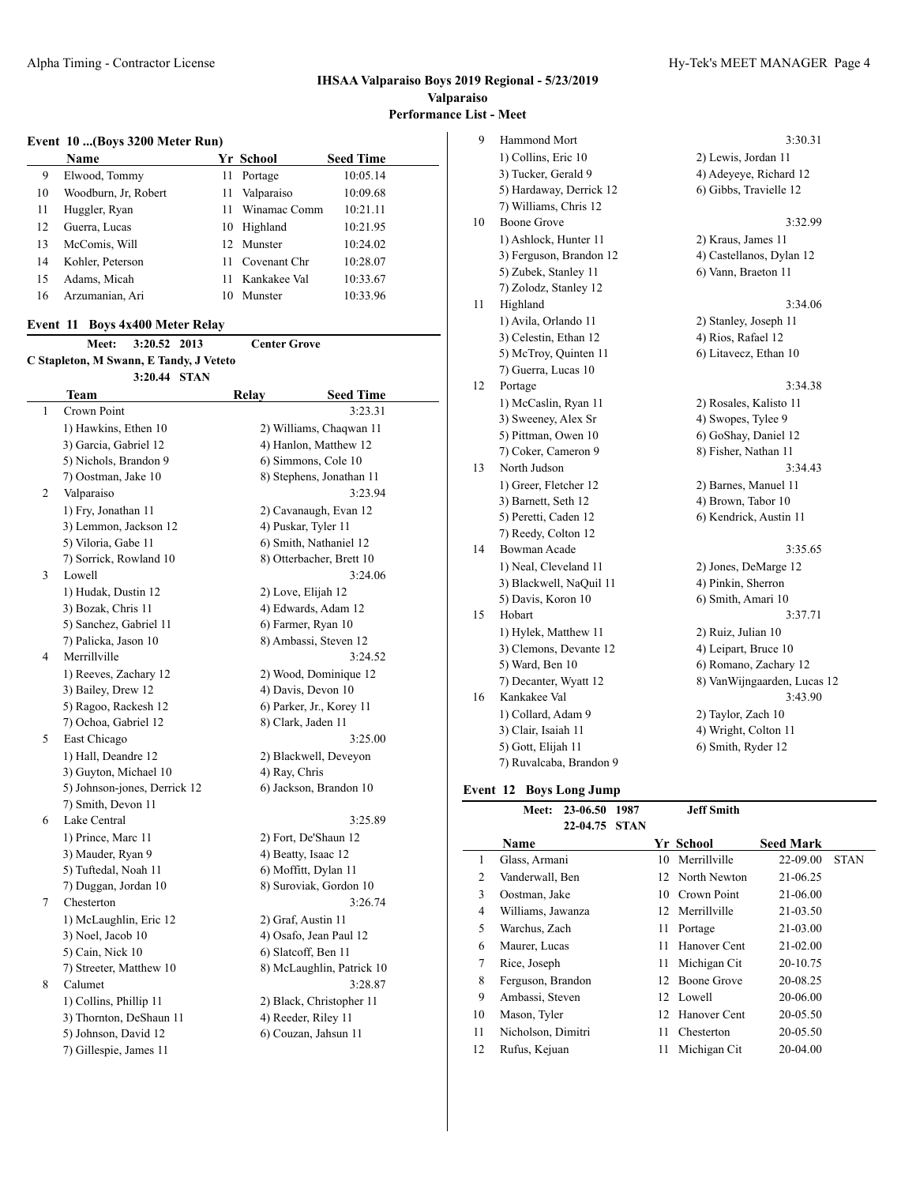# IHSAA Valparaiso Boys 2019 Regional - 5/23/2019

## Valparaiso

### Performance List - Meet

### Event 10 ...(Boys 3200 Meter Run)

| | Name | Yr | School | Seed Time |
|---|---|---|---|---|
| 9 | Elwood, Tommy | 11 | Portage | 10:05.14 |
| 10 | Woodburn, Jr, Robert | 11 | Valparaiso | 10:09.68 |
| 11 | Huggler, Ryan | 11 | Winamac Comm | 10:21.11 |
| 12 | Guerra, Lucas | 10 | Highland | 10:21.95 |
| 13 | McComis, Will | 12 | Munster | 10:24.02 |
| 14 | Kohler, Peterson | 11 | Covenant Chr | 10:28.07 |
| 15 | Adams, Micah | 11 | Kankakee Val | 10:33.67 |
| 16 | Arzumanian, Ari | 10 | Munster | 10:33.96 |

### Event 11 Boys 4x400 Meter Relay

**Meet: 3:20.52 2013 Center Grove**
**C Stapleton, M Swann, E Tandy, J Veteto**
**3:20.44 STAN**

| | Team | Relay | Seed Time |
|---|---|---|---|
| 1 | Crown Point | | 3:23.31 |
| | 1) Hawkins, Ethen 10 | 2) Williams, Chaqwan 11 | |
| | 3) Garcia, Gabriel 12 | 4) Hanlon, Matthew 12 | |
| | 5) Nichols, Brandon 9 | 6) Simmons, Cole 10 | |
| | 7) Oostman, Jake 10 | 8) Stephens, Jonathan 11 | |
| 2 | Valparaiso | | 3:23.94 |
| | 1) Fry, Jonathan 11 | 2) Cavanaugh, Evan 12 | |
| | 3) Lemmon, Jackson 12 | 4) Puskar, Tyler 11 | |
| | 5) Viloria, Gabe 11 | 6) Smith, Nathaniel 12 | |
| | 7) Sorrick, Rowland 10 | 8) Otterbacher, Brett 10 | |
| 3 | Lowell | | 3:24.06 |
| | 1) Hudak, Dustin 12 | 2) Love, Elijah 12 | |
| | 3) Bozak, Chris 11 | 4) Edwards, Adam 12 | |
| | 5) Sanchez, Gabriel 11 | 6) Farmer, Ryan 10 | |
| | 7) Palicka, Jason 10 | 8) Ambassi, Steven 12 | |
| 4 | Merrillville | | 3:24.52 |
| | 1) Reeves, Zachary 12 | 2) Wood, Dominique 12 | |
| | 3) Bailey, Drew 12 | 4) Davis, Devon 10 | |
| | 5) Ragoo, Rackesh 12 | 6) Parker, Jr., Korey 11 | |
| | 7) Ochoa, Gabriel 12 | 8) Clark, Jaden 11 | |
| 5 | East Chicago | | 3:25.00 |
| | 1) Hall, Deandre 12 | 2) Blackwell, Deveyon | |
| | 3) Guyton, Michael 10 | 4) Ray, Chris | |
| | 5) Johnson-jones, Derrick 12 | 6) Jackson, Brandon 10 | |
| | 7) Smith, Devon 11 | | |
| 6 | Lake Central | | 3:25.89 |
| | 1) Prince, Marc 11 | 2) Fort, De'Shaun 12 | |
| | 3) Mauder, Ryan 9 | 4) Beatty, Isaac 12 | |
| | 5) Tuftedal, Noah 11 | 6) Moffitt, Dylan 11 | |
| | 7) Duggan, Jordan 10 | 8) Suroviak, Gordon 10 | |
| 7 | Chesterton | | 3:26.74 |
| | 1) McLaughlin, Eric 12 | 2) Graf, Austin 11 | |
| | 3) Noel, Jacob 10 | 4) Osafo, Jean Paul 12 | |
| | 5) Cain, Nick 10 | 6) Slatcoff, Ben 11 | |
| | 7) Streeter, Matthew 10 | 8) McLaughlin, Patrick 10 | |
| 8 | Calumet | | 3:28.87 |
| | 1) Collins, Phillip 11 | 2) Black, Christopher 11 | |
| | 3) Thornton, DeShaun 11 | 4) Reeder, Riley 11 | |
| | 5) Johnson, David 12 | 6) Couzan, Jahsun 11 | |
| | 7) Gillespie, James 11 | | |
| 9 | Hammond Mort | | 3:30.31 |
| | 1) Collins, Eric 10 | 2) Lewis, Jordan 11 | |
| | 3) Tucker, Gerald 9 | 4) Adeyeye, Richard 12 | |
| | 5) Hardaway, Derrick 12 | 6) Gibbs, Travielle 12 | |
| | 7) Williams, Chris 12 | | |
| 10 | Boone Grove | | 3:32.99 |
| | 1) Ashlock, Hunter 11 | 2) Kraus, James 11 | |
| | 3) Ferguson, Brandon 12 | 4) Castellanos, Dylan 12 | |
| | 5) Zubek, Stanley 11 | 6) Vann, Braeton 11 | |
| | 7) Zolodz, Stanley 12 | | |
| 11 | Highland | | 3:34.06 |
| | 1) Avila, Orlando 11 | 2) Stanley, Joseph 11 | |
| | 3) Celestin, Ethan 12 | 4) Rios, Rafael 12 | |
| | 5) McTroy, Quinten 11 | 6) Litavecz, Ethan 10 | |
| | 7) Guerra, Lucas 10 | | |
| 12 | Portage | | 3:34.38 |
| | 1) McCaslin, Ryan 11 | 2) Rosales, Kalisto 11 | |
| | 3) Sweeney, Alex Sr | 4) Swopes, Tylee 9 | |
| | 5) Pittman, Owen 10 | 6) GoShay, Daniel 12 | |
| | 7) Coker, Cameron 9 | 8) Fisher, Nathan 11 | |
| 13 | North Judson | | 3:34.43 |
| | 1) Greer, Fletcher 12 | 2) Barnes, Manuel 11 | |
| | 3) Barnett, Seth 12 | 4) Brown, Tabor 10 | |
| | 5) Peretti, Caden 12 | 6) Kendrick, Austin 11 | |
| | 7) Reedy, Colton 12 | | |
| 14 | Bowman Acade | | 3:35.65 |
| | 1) Neal, Cleveland 11 | 2) Jones, DeMarge 12 | |
| | 3) Blackwell, NaQuil 11 | 4) Pinkin, Sherron | |
| | 5) Davis, Koron 10 | 6) Smith, Amari 10 | |
| 15 | Hobart | | 3:37.71 |
| | 1) Hylek, Matthew 11 | 2) Ruiz, Julian 10 | |
| | 3) Clemons, Devante 12 | 4) Leipart, Bruce 10 | |
| | 5) Ward, Ben 10 | 6) Romano, Zachary 12 | |
| | 7) Decanter, Wyatt 12 | 8) VanWijngaarden, Lucas 12 | |
| 16 | Kankakee Val | | 3:43.90 |
| | 1) Collard, Adam 9 | 2) Taylor, Zach 10 | |
| | 3) Clair, Isaiah 11 | 4) Wright, Colton 11 | |
| | 5) Gott, Elijah 11 | 6) Smith, Ryder 12 | |
| | 7) Ruvalcaba, Brandon 9 | | |

### Event 12 Boys Long Jump

**Meet: 23-06.50 1987 Jeff Smith**
**22-04.75 STAN**

| | Name | Yr | School | Seed Mark | |
|---|---|---|---|---|---|
| 1 | Glass, Armani | 10 | Merrillville | 22-09.00 | STAN |
| 2 | Vanderwall, Ben | 12 | North Newton | 21-06.25 | |
| 3 | Oostman, Jake | 10 | Crown Point | 21-06.00 | |
| 4 | Williams, Jawanza | 12 | Merrillville | 21-03.50 | |
| 5 | Warchus, Zach | 11 | Portage | 21-03.00 | |
| 6 | Maurer, Lucas | 11 | Hanover Cent | 21-02.00 | |
| 7 | Rice, Joseph | 11 | Michigan Cit | 20-10.75 | |
| 8 | Ferguson, Brandon | 12 | Boone Grove | 20-08.25 | |
| 9 | Ambassi, Steven | 12 | Lowell | 20-06.00 | |
| 10 | Mason, Tyler | 12 | Hanover Cent | 20-05.50 | |
| 11 | Nicholson, Dimitri | 11 | Chesterton | 20-05.50 | |
| 12 | Rufus, Kejuan | 11 | Michigan Cit | 20-04.00 | |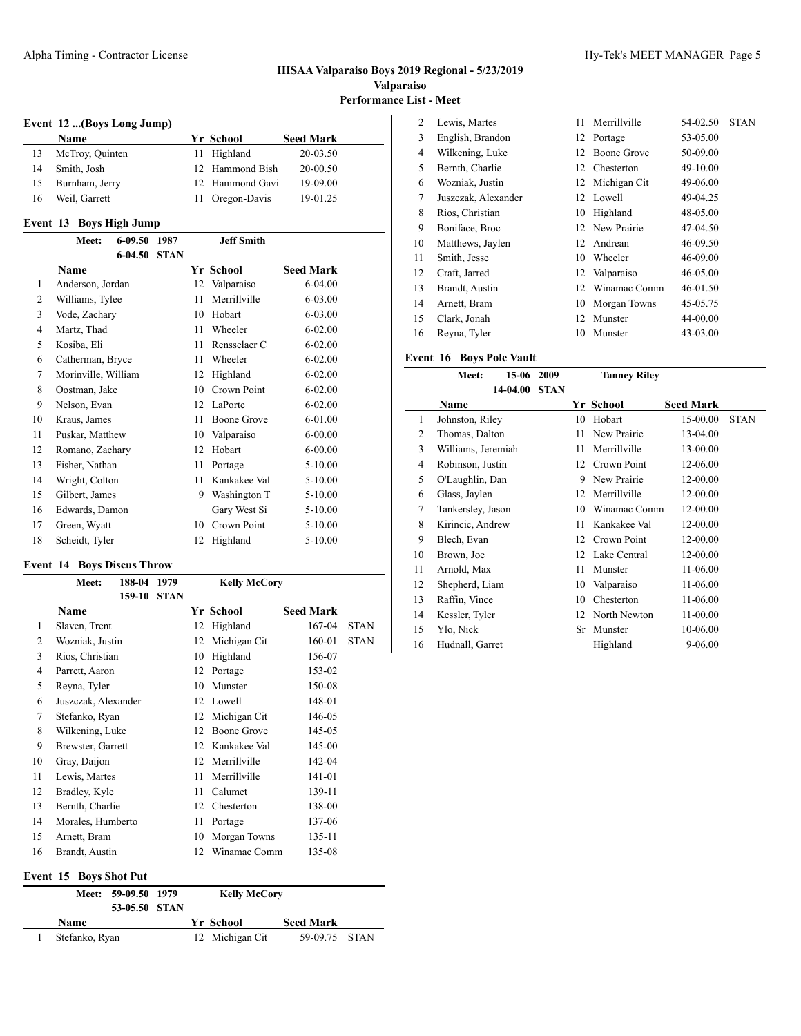# IHSAA Valparaiso Boys 2019 Regional - 5/23/2019

## Valparaiso

### Performance List - Meet

#### Event 12 ...(Boys Long Jump)

| | Name | Yr | School | Seed Mark |
|---|---|---|---|---|
| 13 | McTroy, Quinten | 11 | Highland | 20-03.50 |
| 14 | Smith, Josh | 12 | Hammond Bish | 20-00.50 |
| 15 | Burnham, Jerry | 12 | Hammond Gavi | 19-09.00 |
| 16 | Weil, Garrett | 11 | Oregon-Davis | 19-01.25 |

#### Event 13 Boys High Jump

**Meet: 6-09.50 1987 Jeff Smith**
**6-04.50 STAN**

| | Name | Yr | School | Seed Mark |
|---|---|---|---|---|
| 1 | Anderson, Jordan | 12 | Valparaiso | 6-04.00 |
| 2 | Williams, Tylee | 11 | Merrillville | 6-03.00 |
| 3 | Vode, Zachary | 10 | Hobart | 6-03.00 |
| 4 | Martz, Thad | 11 | Wheeler | 6-02.00 |
| 5 | Kosiba, Eli | 11 | Rensselaer C | 6-02.00 |
| 6 | Catherman, Bryce | 11 | Wheeler | 6-02.00 |
| 7 | Morinville, William | 12 | Highland | 6-02.00 |
| 8 | Oostman, Jake | 10 | Crown Point | 6-02.00 |
| 9 | Nelson, Evan | 12 | LaPorte | 6-02.00 |
| 10 | Kraus, James | 11 | Boone Grove | 6-01.00 |
| 11 | Puskar, Matthew | 10 | Valparaiso | 6-00.00 |
| 12 | Romano, Zachary | 12 | Hobart | 6-00.00 |
| 13 | Fisher, Nathan | 11 | Portage | 5-10.00 |
| 14 | Wright, Colton | 11 | Kankakee Val | 5-10.00 |
| 15 | Gilbert, James | 9 | Washington T | 5-10.00 |
| 16 | Edwards, Damon | | Gary West Si | 5-10.00 |
| 17 | Green, Wyatt | 10 | Crown Point | 5-10.00 |
| 18 | Scheidt, Tyler | 12 | Highland | 5-10.00 |

#### Event 14 Boys Discus Throw

**Meet: 188-04 1979 Kelly McCory**
**159-10 STAN**

| | Name | Yr | School | Seed Mark | |
|---|---|---|---|---|---|
| 1 | Slaven, Trent | 12 | Highland | 167-04 | STAN |
| 2 | Wozniak, Justin | 12 | Michigan Cit | 160-01 | STAN |
| 3 | Rios, Christian | 10 | Highland | 156-07 | |
| 4 | Parrett, Aaron | 12 | Portage | 153-02 | |
| 5 | Reyna, Tyler | 10 | Munster | 150-08 | |
| 6 | Juszczak, Alexander | 12 | Lowell | 148-01 | |
| 7 | Stefanko, Ryan | 12 | Michigan Cit | 146-05 | |
| 8 | Wilkening, Luke | 12 | Boone Grove | 145-05 | |
| 9 | Brewster, Garrett | 12 | Kankakee Val | 145-00 | |
| 10 | Gray, Daijon | 12 | Merrillville | 142-04 | |
| 11 | Lewis, Martes | 11 | Merrillville | 141-01 | |
| 12 | Bradley, Kyle | 11 | Calumet | 139-11 | |
| 13 | Bernth, Charlie | 12 | Chesterton | 138-00 | |
| 14 | Morales, Humberto | 11 | Portage | 137-06 | |
| 15 | Arnett, Bram | 10 | Morgan Towns | 135-11 | |
| 16 | Brandt, Austin | 12 | Winamac Comm | 135-08 | |

#### Event 15 Boys Shot Put

**Meet: 59-09.50 1979 Kelly McCory**
**53-05.50 STAN**

| | Name | Yr | School | Seed Mark | |
|---|---|---|---|---|---|
| 1 | Stefanko, Ryan | 12 | Michigan Cit | 59-09.75 | STAN |
| 2 | Lewis, Martes | 11 | Merrillville | 54-02.50 | STAN |
| 3 | English, Brandon | 12 | Portage | 53-05.00 | |
| 4 | Wilkening, Luke | 12 | Boone Grove | 50-09.00 | |
| 5 | Bernth, Charlie | 12 | Chesterton | 49-10.00 | |
| 6 | Wozniak, Justin | 12 | Michigan Cit | 49-06.00 | |
| 7 | Juszczak, Alexander | 12 | Lowell | 49-04.25 | |
| 8 | Rios, Christian | 10 | Highland | 48-05.00 | |
| 9 | Boniface, Broc | 12 | New Prairie | 47-04.50 | |
| 10 | Matthews, Jaylen | 12 | Andrean | 46-09.50 | |
| 11 | Smith, Jesse | 10 | Wheeler | 46-09.00 | |
| 12 | Craft, Jarred | 12 | Valparaiso | 46-05.00 | |
| 13 | Brandt, Austin | 12 | Winamac Comm | 46-01.50 | |
| 14 | Arnett, Bram | 10 | Morgan Towns | 45-05.75 | |
| 15 | Clark, Jonah | 12 | Munster | 44-00.00 | |
| 16 | Reyna, Tyler | 10 | Munster | 43-03.00 | |

#### Event 16 Boys Pole Vault

**Meet: 15-06 2009 Tanney Riley**
**14-04.00 STAN**

| | Name | Yr | School | Seed Mark | |
|---|---|---|---|---|---|
| 1 | Johnston, Riley | 10 | Hobart | 15-00.00 | STAN |
| 2 | Thomas, Dalton | 11 | New Prairie | 13-04.00 | |
| 3 | Williams, Jeremiah | 11 | Merrillville | 13-00.00 | |
| 4 | Robinson, Justin | 12 | Crown Point | 12-06.00 | |
| 5 | O'Laughlin, Dan | 9 | New Prairie | 12-00.00 | |
| 6 | Glass, Jaylen | 12 | Merrillville | 12-00.00 | |
| 7 | Tankersley, Jason | 10 | Winamac Comm | 12-00.00 | |
| 8 | Kirincic, Andrew | 11 | Kankakee Val | 12-00.00 | |
| 9 | Blech, Evan | 12 | Crown Point | 12-00.00 | |
| 10 | Brown, Joe | 12 | Lake Central | 12-00.00 | |
| 11 | Arnold, Max | 11 | Munster | 11-06.00 | |
| 12 | Shepherd, Liam | 10 | Valparaiso | 11-06.00 | |
| 13 | Raffin, Vince | 10 | Chesterton | 11-06.00 | |
| 14 | Kessler, Tyler | 12 | North Newton | 11-00.00 | |
| 15 | Ylo, Nick | Sr | Munster | 10-06.00 | |
| 16 | Hudnall, Garret | | Highland | 9-06.00 | |